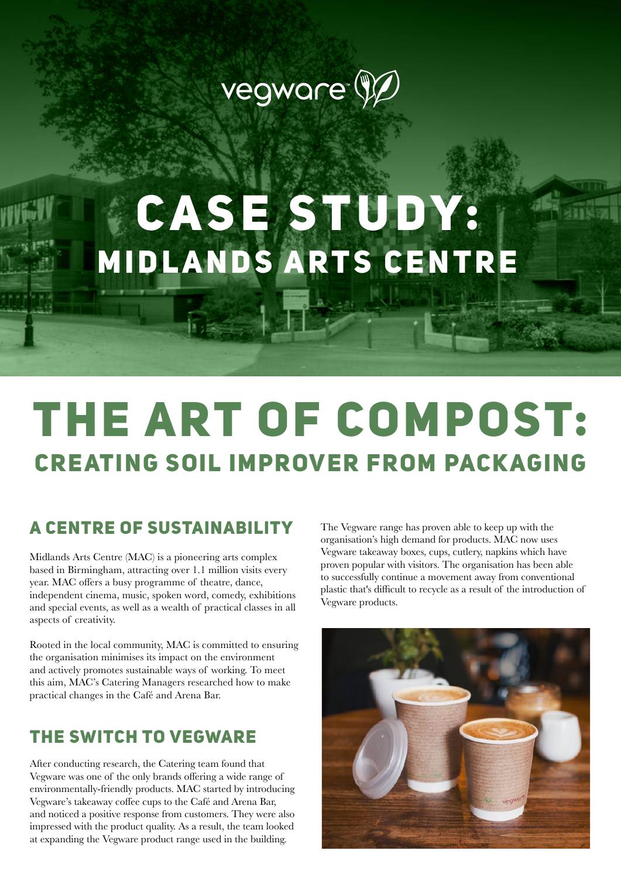vegware

# CASE STUDY: MIDLANDS ARTS CENTRE

# THE ART OF COMPOST:

## CREATING SOIL IMPROVER FROM PACKAGING

## A CENTRE OF SUSTAINABILITY

Midlands Arts Centre (MAC) is a pioneering arts complex based in Birmingham, attracting over 1.1 million visits every year. MAC offers a busy programme of theatre, dance, independent cinema, music, spoken word, comedy, exhibitions and special events, as well as a wealth of practical classes in all aspects of creativity.

Rooted in the local community, MAC is committed to ensuring the organisation minimises its impact on the environment and actively promotes sustainable ways of working. To meet this aim, MAC's Catering Managers researched how to make practical changes in the Café and Arena Bar.

## THE SWITCH TO VEGWARE

After conducting research, the Catering team found that Vegware was one of the only brands offering a wide range of environmentally-friendly products. MAC started by introducing Vegware's takeaway coffee cups to the Café and Arena Bar, and noticed a positive response from customers. They were also impressed with the product quality. As a result, the team looked at expanding the Vegware product range used in the building.

The Vegware range has proven able to keep up with the organisation's high demand for products. MAC now uses Vegware takeaway boxes, cups, cutlery, napkins which have proven popular with visitors. The organisation has been able to successfully continue a movement away from conventional plastic that's difficult to recycle as a result of the introduction of Vegware products.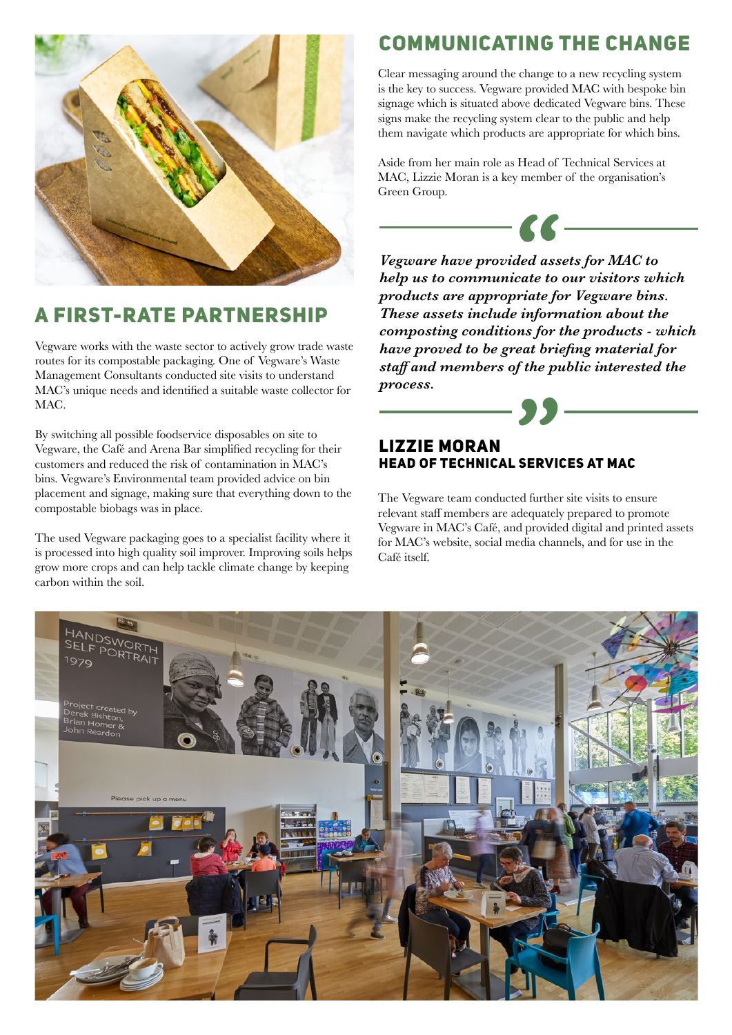## A FIRST-RATE PARTNERSHIP

Vegware works with the waste sector to actively grow trade waste routes for its compostable packaging. One of Vegware's Waste Management Consultants conducted site visits to understand MAC's unique needs and identified a suitable waste collector for MAC.

By switching all possible foodservice disposables on site to Vegware, the Café and Arena Bar simplified recycling for their customers and reduced the risk of contamination in MAC's bins. Vegware's Environmental team provided advice on bin placement and signage, making sure that everything down to the compostable biobags was in place.

The used Vegware packaging goes to a specialist facility where it is processed into high quality soil improver. Improving soils helps grow more crops and can help tackle climate change by keeping carbon within the soil.

## COMMUNICATING THE CHANGE

Clear messaging around the change to a new recycling system is the key to success. Vegware provided MAC with bespoke bin signage which is situated above dedicated Vegware bins. These signs make the recycling system clear to the public and help them navigate which products are appropriate for which bins.

Aside from her main role as Head of Technical Services at MAC, Lizzie Moran is a key member of the organisation's Green Group.

> ***Vegware have provided assets for MAC to help us to communicate to our visitors which products are appropriate for Vegware bins. These assets include information about the composting conditions for the products - which have proved to be great briefing material for staff and members of the public interested the process.***

**LIZZIE MORAN**
**HEAD OF TECHNICAL SERVICES AT MAC**

The Vegware team conducted further site visits to ensure relevant staff members are adequately prepared to promote Vegware in MAC's Café, and provided digital and printed assets for MAC's website, social media channels, and for use in the Café itself.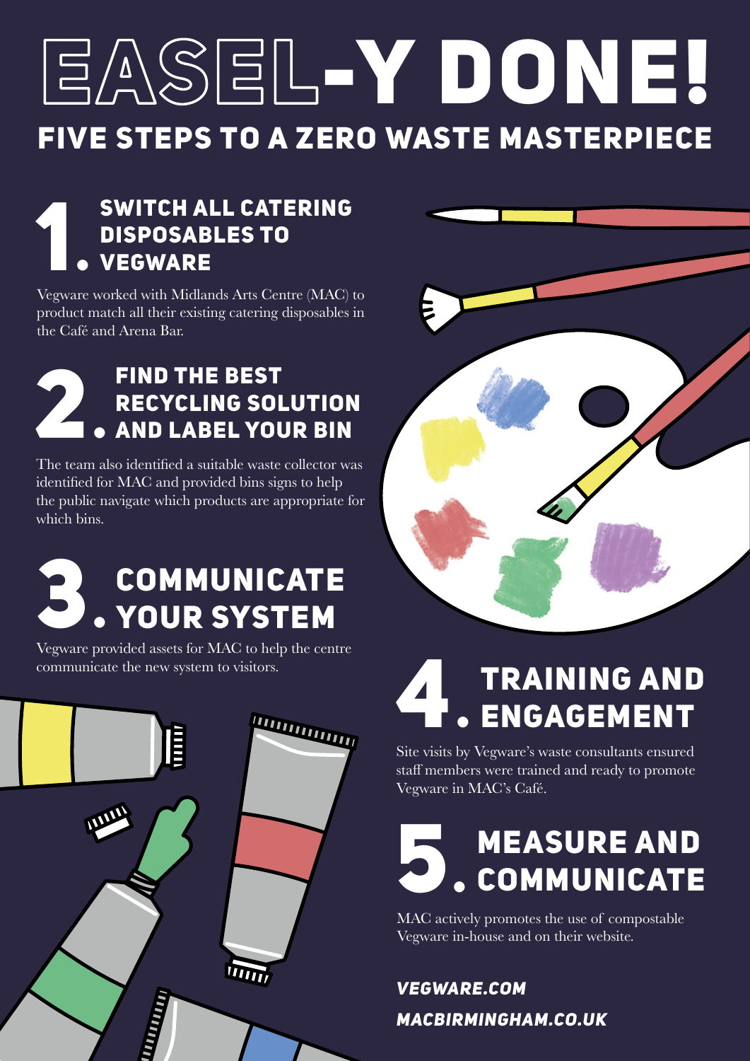# EASEL-Y DONE!

## FIVE STEPS TO A ZERO WASTE MASTERPIECE

### 1. SWITCH ALL CATERING DISPOSABLES TO VEGWARE

Vegware worked with Midlands Arts Centre (MAC) to product match all their existing catering disposables in the Café and Arena Bar.

### 2. FIND THE BEST RECYCLING SOLUTION AND LABEL YOUR BIN

The team also identified a suitable waste collector was identified for MAC and provided bins signs to help the public navigate which products are appropriate for which bins.

### 3. COMMUNICATE YOUR SYSTEM

Vegware provided assets for MAC to help the centre communicate the new system to visitors.

### 4. TRAINING AND ENGAGEMENT

Site visits by Vegware's waste consultants ensured staff members were trained and ready to promote Vegware in MAC's Café.

### 5. MEASURE AND COMMUNICATE

MAC actively promotes the use of compostable Vegware in-house and on their website.

*VEGWARE.COM*

*MACBIRMINGHAM.CO.UK*